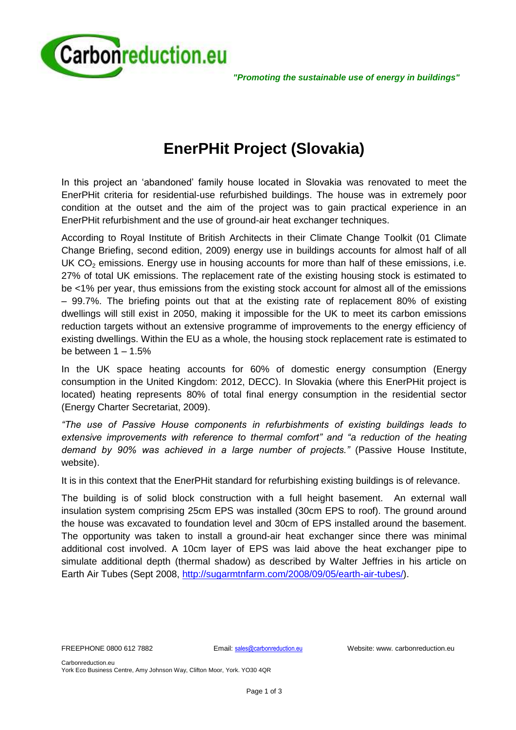*"Promoting the sustainable use of energy in buildings"*

# EnerPHit Project (Slovakia)

In this project an 'abandoned' family house located in Slovakia was renovated to meet the EnerPHit criteria for residential-use refurbished buildings. The house was in extremely poor condition at the outset and the aim of the project was to gain practical experience in an EnerPHit refurbishment and the use of ground-air heat exchanger techniques.

According to Royal Institute of British Architects in their Climate Change Toolkit (01 Climate Change Briefing, second edition, 2009) energy use in buildings accounts for almost half of all UK $CO_2$ emissions. Energy use in housing accounts for more than half of these emissions, i.e. 27% of total UK emissions. The replacement rate of the existing housing stock is estimated to be <1% per year, thus emissions from the existing stock account for almost all of the emissions – 99.7%. The briefing points out that at the existing rate of replacement 80% of existing dwellings will still exist in 2050, making it impossible for the UK to meet its carbon emissions reduction targets without an extensive programme of improvements to the energy efficiency of existing dwellings. Within the EU as a whole, the housing stock replacement rate is estimated to be between 1 – 1.5%

In the UK space heating accounts for 60% of domestic energy consumption (Energy consumption in the United Kingdom: 2012, DECC). In Slovakia (where this EnerPHit project is located) heating represents 80% of total final energy consumption in the residential sector (Energy Charter Secretariat, 2009).

*"The use of Passive House components in refurbishments of existing buildings leads to extensive improvements with reference to thermal comfort" and "a reduction of the heating demand by 90% was achieved in a large number of projects."* (Passive House Institute, website).

It is in this context that the EnerPHit standard for refurbishing existing buildings is of relevance.

The building is of solid block construction with a full height basement. An external wall insulation system comprising 25cm EPS was installed (30cm EPS to roof). The ground around the house was excavated to foundation level and 30cm of EPS installed around the basement. The opportunity was taken to install a ground-air heat exchanger since there was minimal additional cost involved. A 10cm layer of EPS was laid above the heat exchanger pipe to simulate additional depth (thermal shadow) as described by Walter Jeffries in his article on Earth Air Tubes (Sept 2008, http://sugarmtnfarm.com/2008/09/05/earth-air-tubes/).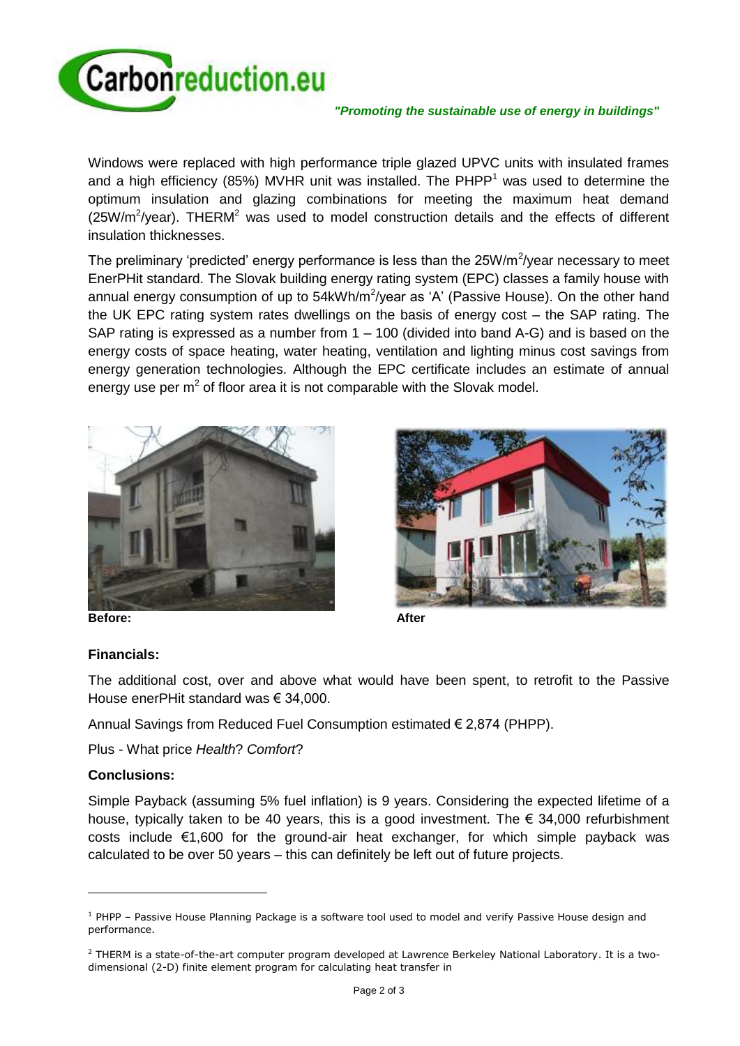Windows were replaced with high performance triple glazed UPVC units with insulated frames and a high efficiency (85%) MVHR unit was installed. The PHPP[1] was used to determine the optimum insulation and glazing combinations for meeting the maximum heat demand ($25W/m^2$/year). THERM[2] was used to model construction details and the effects of different insulation thicknesses.

The preliminary 'predicted' energy performance is less than the $25W/m^2$/year necessary to meet EnerPHit standard. The Slovak building energy rating system (EPC) classes a family house with annual energy consumption of up to $54kWh/m^2$/year as 'A' (Passive House). On the other hand the UK EPC rating system rates dwellings on the basis of energy cost – the SAP rating. The SAP rating is expressed as a number from 1 – 100 (divided into band A-G) and is based on the energy costs of space heating, water heating, ventilation and lighting minus cost savings from energy generation technologies. Although the EPC certificate includes an estimate of annual energy use per $m^2$ of floor area it is not comparable with the Slovak model.

**Before:** **After**

**Financials:**

The additional cost, over and above what would have been spent, to retrofit to the Passive House enerPHit standard was € 34,000.

Annual Savings from Reduced Fuel Consumption estimated € 2,874 (PHPP).

Plus - What price *Health*? *Comfort*?

**Conclusions:**

Simple Payback (assuming 5% fuel inflation) is 9 years. Considering the expected lifetime of a house, typically taken to be 40 years, this is a good investment. The € 34,000 refurbishment costs include €1,600 for the ground-air heat exchanger, for which simple payback was calculated to be over 50 years – this can definitely be left out of future projects.

---

[1] PHPP – Passive House Planning Package is a software tool used to model and verify Passive House design and performance.

[2] THERM is a state-of-the-art computer program developed at Lawrence Berkeley National Laboratory. It is a two-dimensional (2-D) finite element program for calculating heat transfer in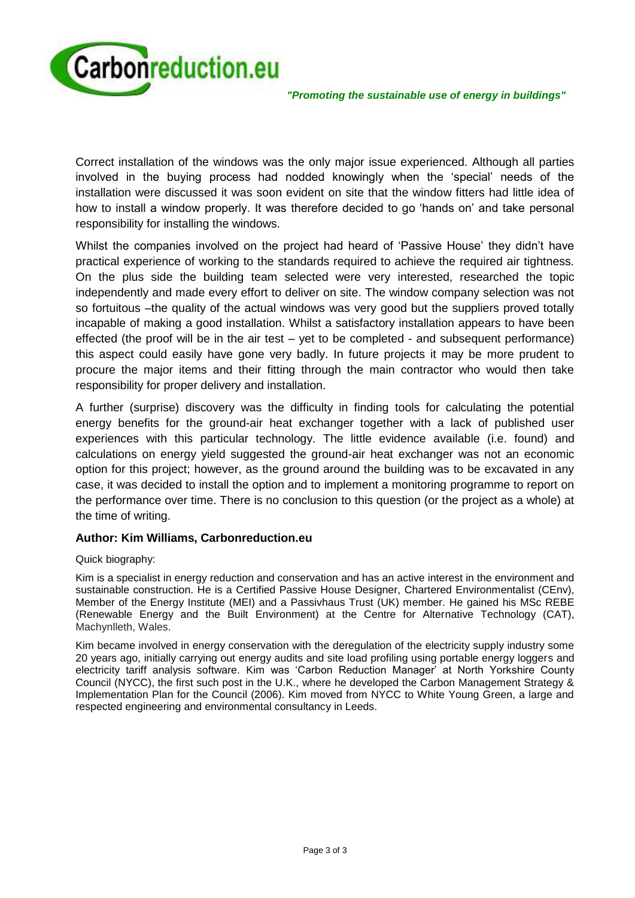Correct installation of the windows was the only major issue experienced. Although all parties involved in the buying process had nodded knowingly when the 'special' needs of the installation were discussed it was soon evident on site that the window fitters had little idea of how to install a window properly. It was therefore decided to go 'hands on' and take personal responsibility for installing the windows.

Whilst the companies involved on the project had heard of 'Passive House' they didn't have practical experience of working to the standards required to achieve the required air tightness. On the plus side the building team selected were very interested, researched the topic independently and made every effort to deliver on site. The window company selection was not so fortuitous –the quality of the actual windows was very good but the suppliers proved totally incapable of making a good installation. Whilst a satisfactory installation appears to have been effected (the proof will be in the air test – yet to be completed - and subsequent performance) this aspect could easily have gone very badly. In future projects it may be more prudent to procure the major items and their fitting through the main contractor who would then take responsibility for proper delivery and installation.

A further (surprise) discovery was the difficulty in finding tools for calculating the potential energy benefits for the ground-air heat exchanger together with a lack of published user experiences with this particular technology. The little evidence available (i.e. found) and calculations on energy yield suggested the ground-air heat exchanger was not an economic option for this project; however, as the ground around the building was to be excavated in any case, it was decided to install the option and to implement a monitoring programme to report on the performance over time. There is no conclusion to this question (or the project as a whole) at the time of writing.

**Author: Kim Williams, Carbonreduction.eu**

Quick biography:

Kim is a specialist in energy reduction and conservation and has an active interest in the environment and sustainable construction. He is a Certified Passive House Designer, Chartered Environmentalist (CEnv), Member of the Energy Institute (MEI) and a Passivhaus Trust (UK) member. He gained his MSc REBE (Renewable Energy and the Built Environment) at the Centre for Alternative Technology (CAT), Machynlleth, Wales.

Kim became involved in energy conservation with the deregulation of the electricity supply industry some 20 years ago, initially carrying out energy audits and site load profiling using portable energy loggers and electricity tariff analysis software. Kim was 'Carbon Reduction Manager' at North Yorkshire County Council (NYCC), the first such post in the U.K., where he developed the Carbon Management Strategy & Implementation Plan for the Council (2006). Kim moved from NYCC to White Young Green, a large and respected engineering and environmental consultancy in Leeds.